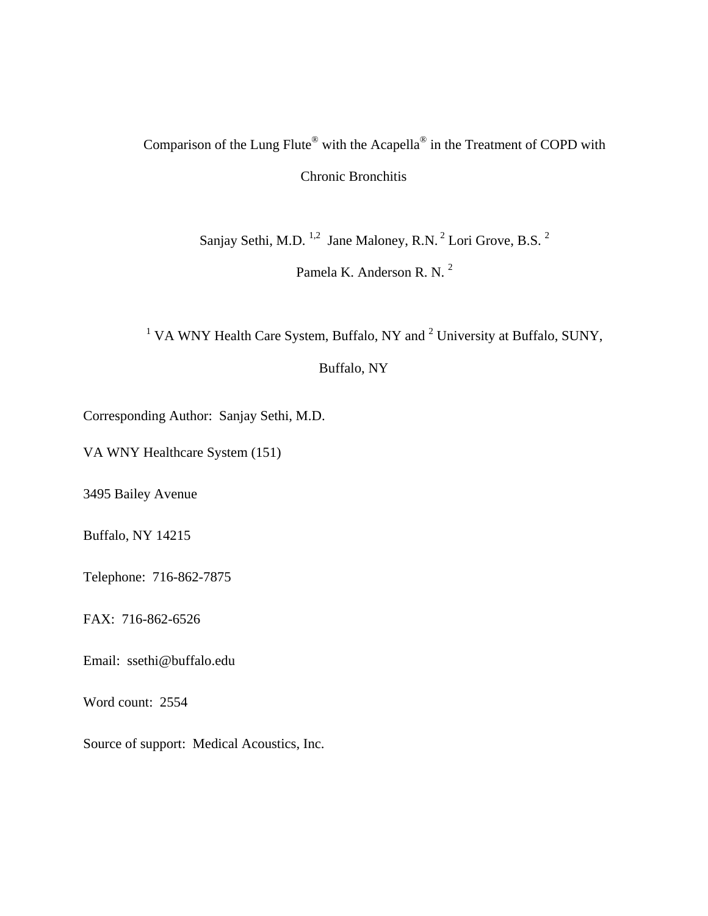# Comparison of the Lung Flute® with the Acapella® in the Treatment of COPD with Chronic Bronchitis

Sanjay Sethi, M.D. [1,2] Jane Maloney, R.N. [2] Lori Grove, B.S. [2]

Pamela K. Anderson R. N. [2]

[1] VA WNY Health Care System, Buffalo, NY and [2] University at Buffalo, SUNY, Buffalo, NY

Corresponding Author: Sanjay Sethi, M.D.

VA WNY Healthcare System (151)

3495 Bailey Avenue

Buffalo, NY 14215

Telephone: 716-862-7875

FAX: 716-862-6526

Email: ssethi@buffalo.edu

Word count: 2554

Source of support: Medical Acoustics, Inc.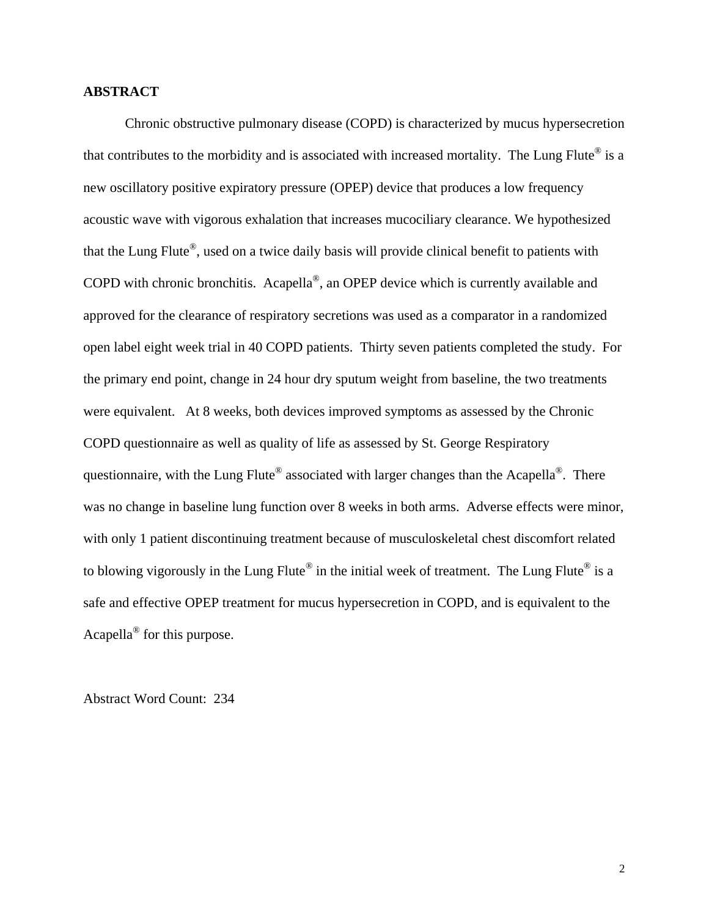## ABSTRACT

Chronic obstructive pulmonary disease (COPD) is characterized by mucus hypersecretion that contributes to the morbidity and is associated with increased mortality. The Lung Flute® is a new oscillatory positive expiratory pressure (OPEP) device that produces a low frequency acoustic wave with vigorous exhalation that increases mucociliary clearance. We hypothesized that the Lung Flute®, used on a twice daily basis will provide clinical benefit to patients with COPD with chronic bronchitis. Acapella®, an OPEP device which is currently available and approved for the clearance of respiratory secretions was used as a comparator in a randomized open label eight week trial in 40 COPD patients. Thirty seven patients completed the study. For the primary end point, change in 24 hour dry sputum weight from baseline, the two treatments were equivalent. At 8 weeks, both devices improved symptoms as assessed by the Chronic COPD questionnaire as well as quality of life as assessed by St. George Respiratory questionnaire, with the Lung Flute® associated with larger changes than the Acapella®. There was no change in baseline lung function over 8 weeks in both arms. Adverse effects were minor, with only 1 patient discontinuing treatment because of musculoskeletal chest discomfort related to blowing vigorously in the Lung Flute® in the initial week of treatment. The Lung Flute® is a safe and effective OPEP treatment for mucus hypersecretion in COPD, and is equivalent to the Acapella® for this purpose.

Abstract Word Count: 234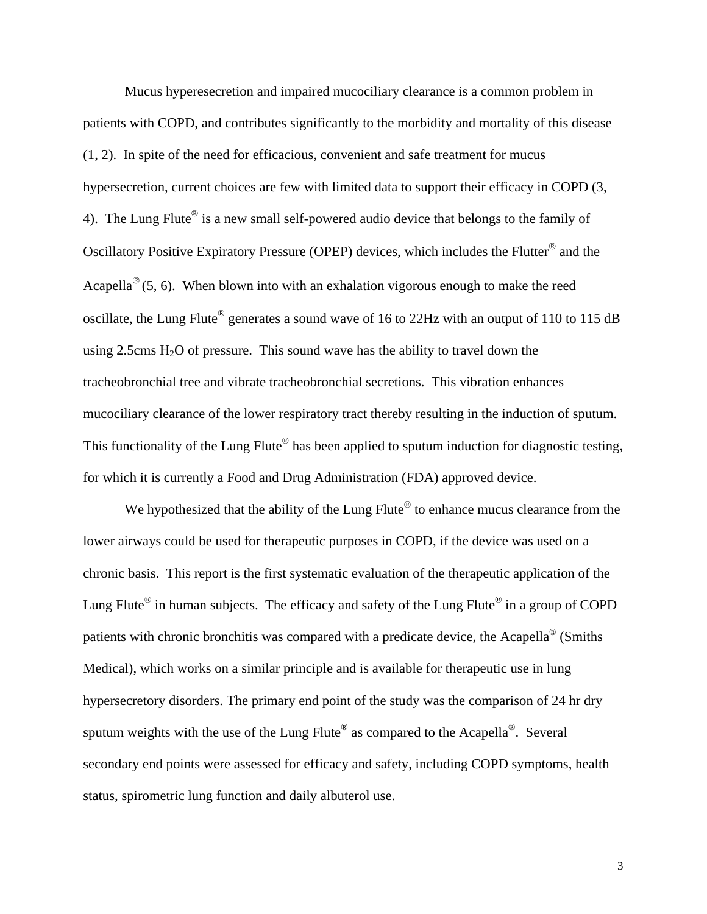Mucus hyperesecretion and impaired mucociliary clearance is a common problem in patients with COPD, and contributes significantly to the morbidity and mortality of this disease (1, 2). In spite of the need for efficacious, convenient and safe treatment for mucus hypersecretion, current choices are few with limited data to support their efficacy in COPD (3, 4). The Lung Flute® is a new small self-powered audio device that belongs to the family of Oscillatory Positive Expiratory Pressure (OPEP) devices, which includes the Flutter® and the Acapella® (5, 6). When blown into with an exhalation vigorous enough to make the reed oscillate, the Lung Flute® generates a sound wave of 16 to 22Hz with an output of 110 to 115 dB using 2.5cms $H_2O$ of pressure. This sound wave has the ability to travel down the tracheobronchial tree and vibrate tracheobronchial secretions. This vibration enhances mucociliary clearance of the lower respiratory tract thereby resulting in the induction of sputum. This functionality of the Lung Flute® has been applied to sputum induction for diagnostic testing, for which it is currently a Food and Drug Administration (FDA) approved device.

We hypothesized that the ability of the Lung Flute® to enhance mucus clearance from the lower airways could be used for therapeutic purposes in COPD, if the device was used on a chronic basis. This report is the first systematic evaluation of the therapeutic application of the Lung Flute® in human subjects. The efficacy and safety of the Lung Flute® in a group of COPD patients with chronic bronchitis was compared with a predicate device, the Acapella® (Smiths Medical), which works on a similar principle and is available for therapeutic use in lung hypersecretory disorders. The primary end point of the study was the comparison of 24 hr dry sputum weights with the use of the Lung Flute® as compared to the Acapella®. Several secondary end points were assessed for efficacy and safety, including COPD symptoms, health status, spirometric lung function and daily albuterol use.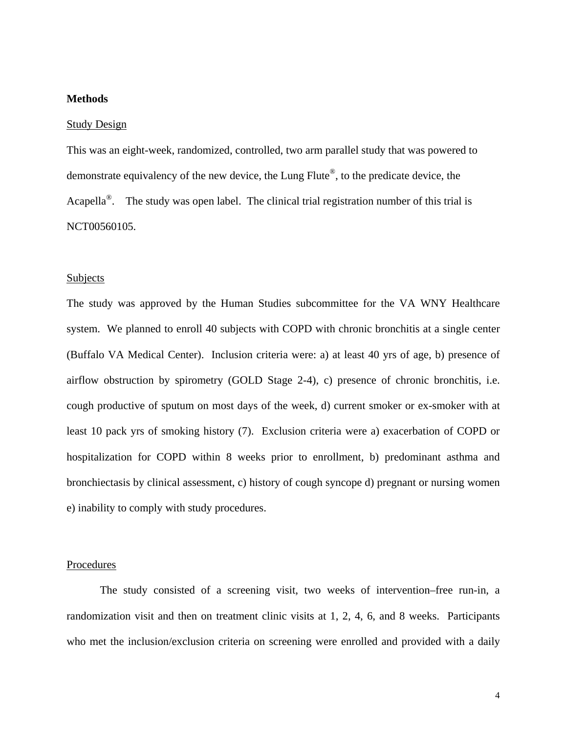## Methods

### Study Design

This was an eight-week, randomized, controlled, two arm parallel study that was powered to demonstrate equivalency of the new device, the Lung Flute®, to the predicate device, the Acapella®. The study was open label. The clinical trial registration number of this trial is NCT00560105.

### Subjects

The study was approved by the Human Studies subcommittee for the VA WNY Healthcare system. We planned to enroll 40 subjects with COPD with chronic bronchitis at a single center (Buffalo VA Medical Center). Inclusion criteria were: a) at least 40 yrs of age, b) presence of airflow obstruction by spirometry (GOLD Stage 2-4), c) presence of chronic bronchitis, i.e. cough productive of sputum on most days of the week, d) current smoker or ex-smoker with at least 10 pack yrs of smoking history (7). Exclusion criteria were a) exacerbation of COPD or hospitalization for COPD within 8 weeks prior to enrollment, b) predominant asthma and bronchiectasis by clinical assessment, c) history of cough syncope d) pregnant or nursing women e) inability to comply with study procedures.

### Procedures

The study consisted of a screening visit, two weeks of intervention–free run-in, a randomization visit and then on treatment clinic visits at 1, 2, 4, 6, and 8 weeks. Participants who met the inclusion/exclusion criteria on screening were enrolled and provided with a daily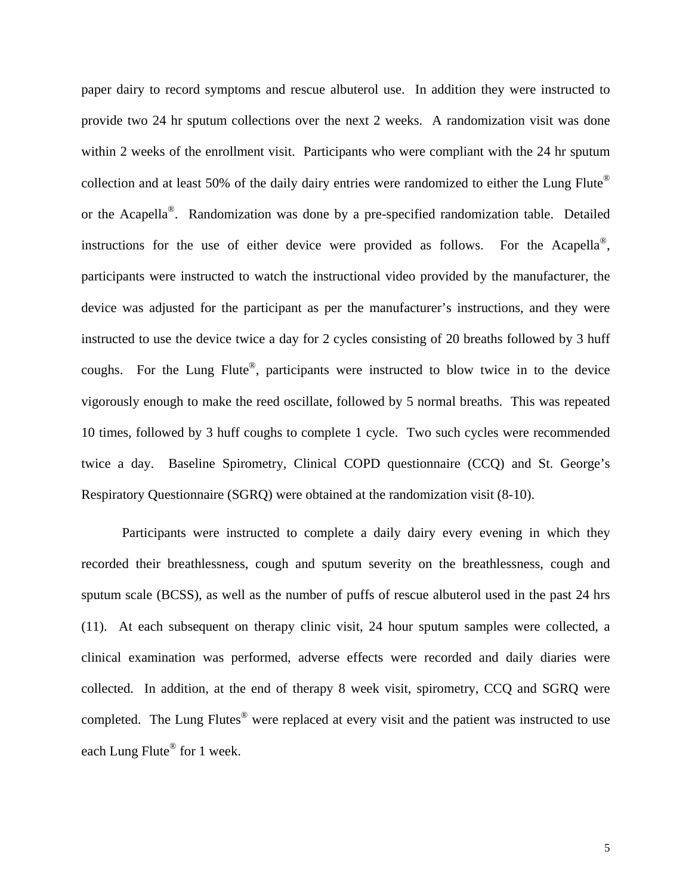paper dairy to record symptoms and rescue albuterol use. In addition they were instructed to provide two 24 hr sputum collections over the next 2 weeks. A randomization visit was done within 2 weeks of the enrollment visit. Participants who were compliant with the 24 hr sputum collection and at least 50% of the daily dairy entries were randomized to either the Lung Flute® or the Acapella®. Randomization was done by a pre-specified randomization table. Detailed instructions for the use of either device were provided as follows. For the Acapella®, participants were instructed to watch the instructional video provided by the manufacturer, the device was adjusted for the participant as per the manufacturer's instructions, and they were instructed to use the device twice a day for 2 cycles consisting of 20 breaths followed by 3 huff coughs. For the Lung Flute®, participants were instructed to blow twice in to the device vigorously enough to make the reed oscillate, followed by 5 normal breaths. This was repeated 10 times, followed by 3 huff coughs to complete 1 cycle. Two such cycles were recommended twice a day. Baseline Spirometry, Clinical COPD questionnaire (CCQ) and St. George's Respiratory Questionnaire (SGRQ) were obtained at the randomization visit (8-10).

Participants were instructed to complete a daily dairy every evening in which they recorded their breathlessness, cough and sputum severity on the breathlessness, cough and sputum scale (BCSS), as well as the number of puffs of rescue albuterol used in the past 24 hrs (11). At each subsequent on therapy clinic visit, 24 hour sputum samples were collected, a clinical examination was performed, adverse effects were recorded and daily diaries were collected. In addition, at the end of therapy 8 week visit, spirometry, CCQ and SGRQ were completed. The Lung Flutes® were replaced at every visit and the patient was instructed to use each Lung Flute® for 1 week.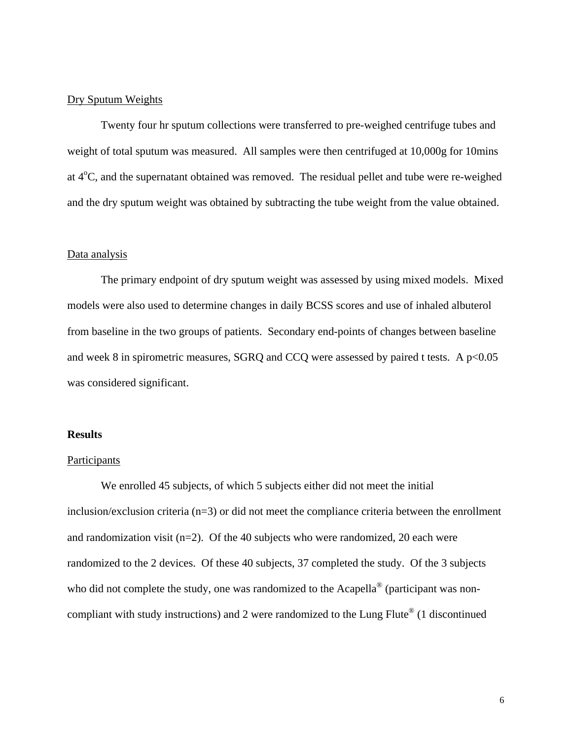Dry Sputum Weights

Twenty four hr sputum collections were transferred to pre-weighed centrifuge tubes and weight of total sputum was measured. All samples were then centrifuged at 10,000g for 10mins at $4^{o}$C, and the supernatant obtained was removed. The residual pellet and tube were re-weighed and the dry sputum weight was obtained by subtracting the tube weight from the value obtained.

Data analysis

The primary endpoint of dry sputum weight was assessed by using mixed models. Mixed models were also used to determine changes in daily BCSS scores and use of inhaled albuterol from baseline in the two groups of patients. Secondary end-points of changes between baseline and week 8 in spirometric measures, SGRQ and CCQ were assessed by paired t tests. A $p<0.05$ was considered significant.

**Results**

Participants

We enrolled 45 subjects, of which 5 subjects either did not meet the initial inclusion/exclusion criteria (n=3) or did not meet the compliance criteria between the enrollment and randomization visit (n=2). Of the 40 subjects who were randomized, 20 each were randomized to the 2 devices. Of these 40 subjects, 37 completed the study. Of the 3 subjects who did not complete the study, one was randomized to the Acapella® (participant was non-compliant with study instructions) and 2 were randomized to the Lung Flute® (1 discontinued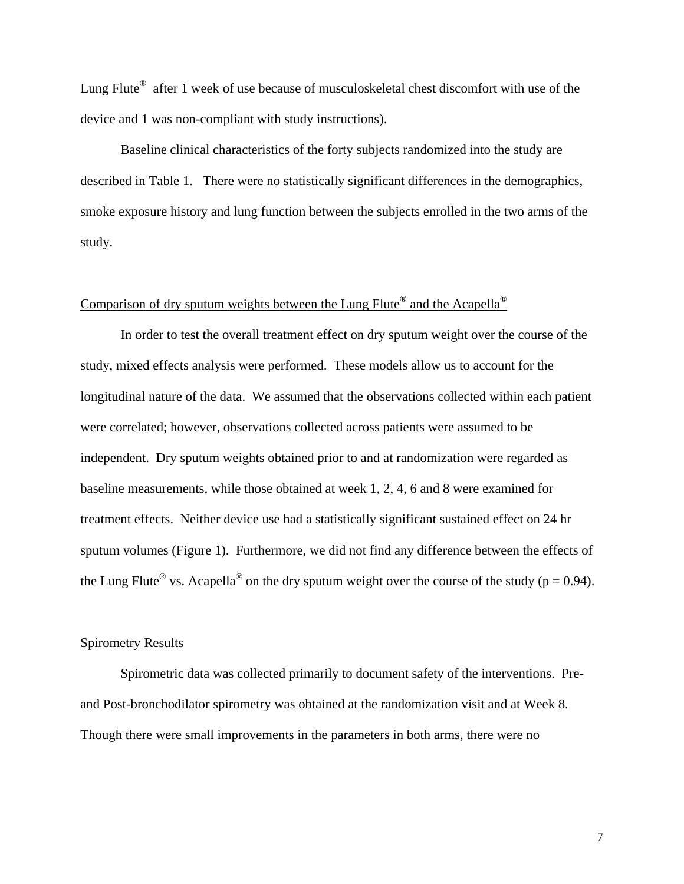Lung Flute® after 1 week of use because of musculoskeletal chest discomfort with use of the device and 1 was non-compliant with study instructions).

Baseline clinical characteristics of the forty subjects randomized into the study are described in Table 1. There were no statistically significant differences in the demographics, smoke exposure history and lung function between the subjects enrolled in the two arms of the study.

<u>Comparison of dry sputum weights between the Lung Flute® and the Acapella®</u>

In order to test the overall treatment effect on dry sputum weight over the course of the study, mixed effects analysis were performed. These models allow us to account for the longitudinal nature of the data. We assumed that the observations collected within each patient were correlated; however, observations collected across patients were assumed to be independent. Dry sputum weights obtained prior to and at randomization were regarded as baseline measurements, while those obtained at week 1, 2, 4, 6 and 8 were examined for treatment effects. Neither device use had a statistically significant sustained effect on 24 hr sputum volumes (Figure 1). Furthermore, we did not find any difference between the effects of the Lung Flute® vs. Acapella® on the dry sputum weight over the course of the study ($p = 0.94$).

<u>Spirometry Results</u>

Spirometric data was collected primarily to document safety of the interventions. Pre- and Post-bronchodilator spirometry was obtained at the randomization visit and at Week 8. Though there were small improvements in the parameters in both arms, there were no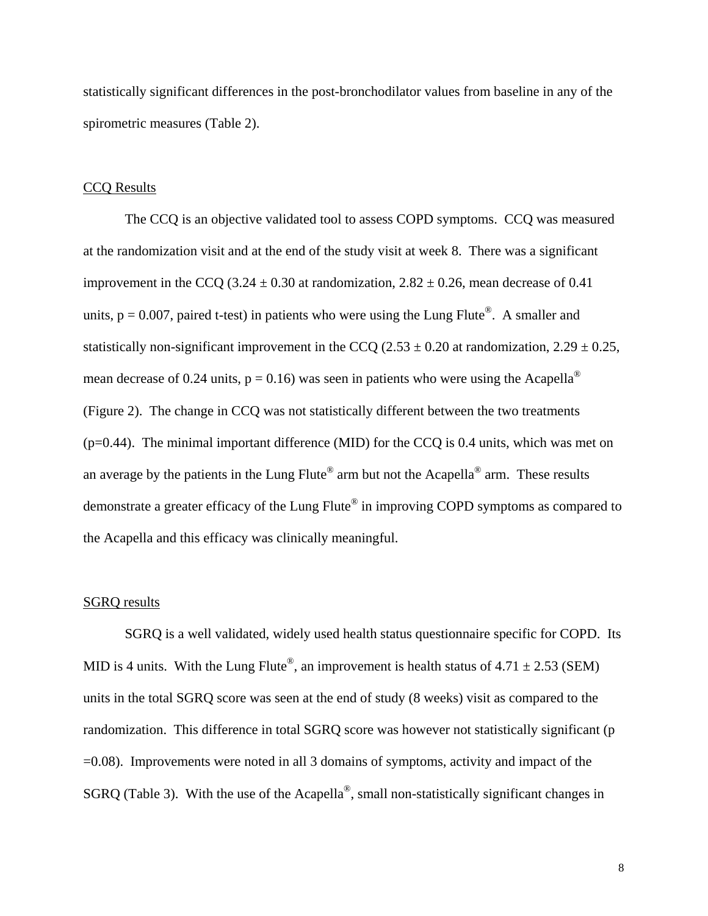statistically significant differences in the post-bronchodilator values from baseline in any of the spirometric measures (Table 2).

CCQ Results

The CCQ is an objective validated tool to assess COPD symptoms. CCQ was measured at the randomization visit and at the end of the study visit at week 8. There was a significant improvement in the CCQ (3.24 ± 0.30 at randomization, 2.82 ± 0.26, mean decrease of 0.41 units, $p = 0.007$, paired t-test) in patients who were using the Lung Flute®. A smaller and statistically non-significant improvement in the CCQ (2.53 ± 0.20 at randomization, 2.29 ± 0.25, mean decrease of 0.24 units, $p = 0.16$) was seen in patients who were using the Acapella® (Figure 2). The change in CCQ was not statistically different between the two treatments ($p=0.44$). The minimal important difference (MID) for the CCQ is 0.4 units, which was met on an average by the patients in the Lung Flute® arm but not the Acapella® arm. These results demonstrate a greater efficacy of the Lung Flute® in improving COPD symptoms as compared to the Acapella and this efficacy was clinically meaningful.

SGRQ results

SGRQ is a well validated, widely used health status questionnaire specific for COPD. Its MID is 4 units. With the Lung Flute®, an improvement is health status of 4.71 ± 2.53 (SEM) units in the total SGRQ score was seen at the end of study (8 weeks) visit as compared to the randomization. This difference in total SGRQ score was however not statistically significant ($p =0.08$). Improvements were noted in all 3 domains of symptoms, activity and impact of the SGRQ (Table 3). With the use of the Acapella®, small non-statistically significant changes in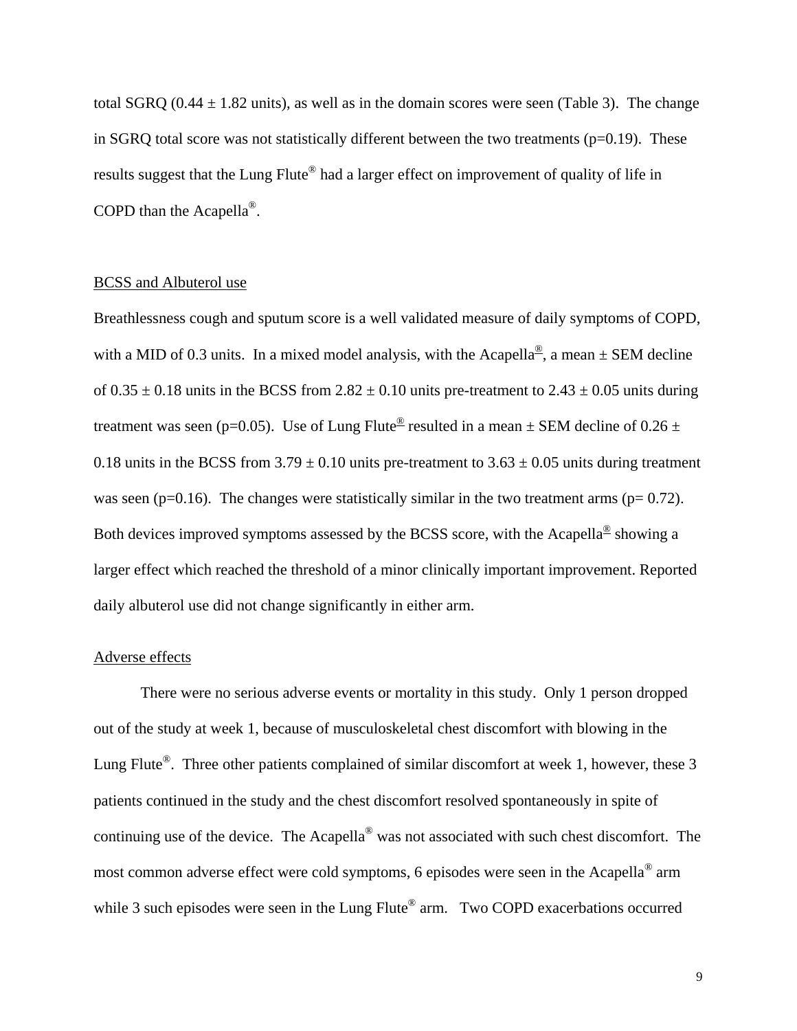total SGRQ (0.44 ± 1.82 units), as well as in the domain scores were seen (Table 3). The change in SGRQ total score was not statistically different between the two treatments (p=0.19). These results suggest that the Lung Flute® had a larger effect on improvement of quality of life in COPD than the Acapella®.

## BCSS and Albuterol use

Breathlessness cough and sputum score is a well validated measure of daily symptoms of COPD, with a MID of 0.3 units. In a mixed model analysis, with the Acapella®, a mean ± SEM decline of 0.35 ± 0.18 units in the BCSS from 2.82 ± 0.10 units pre-treatment to 2.43 ± 0.05 units during treatment was seen (p=0.05). Use of Lung Flute® resulted in a mean ± SEM decline of 0.26 ± 0.18 units in the BCSS from 3.79 ± 0.10 units pre-treatment to 3.63 ± 0.05 units during treatment was seen (p=0.16). The changes were statistically similar in the two treatment arms (p= 0.72). Both devices improved symptoms assessed by the BCSS score, with the Acapella® showing a larger effect which reached the threshold of a minor clinically important improvement. Reported daily albuterol use did not change significantly in either arm.

## Adverse effects

There were no serious adverse events or mortality in this study. Only 1 person dropped out of the study at week 1, because of musculoskeletal chest discomfort with blowing in the Lung Flute®. Three other patients complained of similar discomfort at week 1, however, these 3 patients continued in the study and the chest discomfort resolved spontaneously in spite of continuing use of the device. The Acapella® was not associated with such chest discomfort. The most common adverse effect were cold symptoms, 6 episodes were seen in the Acapella® arm while 3 such episodes were seen in the Lung Flute® arm. Two COPD exacerbations occurred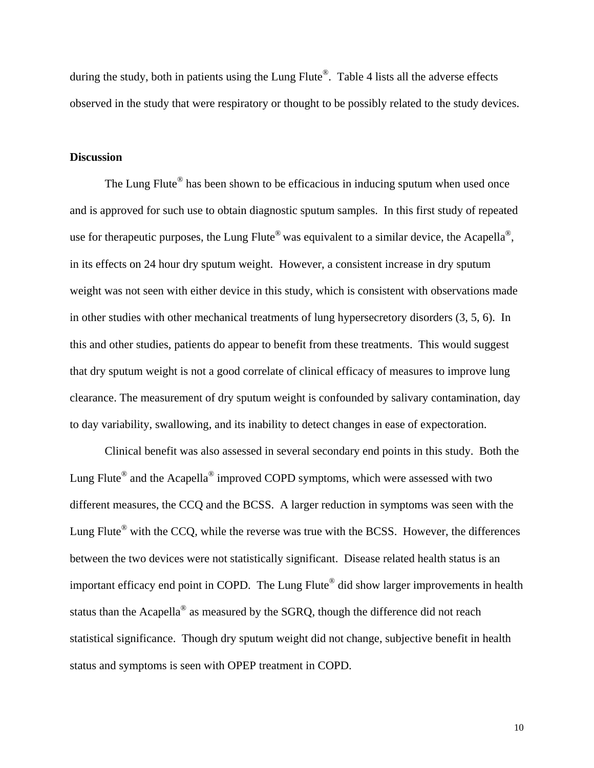during the study, both in patients using the Lung Flute®. Table 4 lists all the adverse effects observed in the study that were respiratory or thought to be possibly related to the study devices.

**Discussion**

The Lung Flute® has been shown to be efficacious in inducing sputum when used once and is approved for such use to obtain diagnostic sputum samples. In this first study of repeated use for therapeutic purposes, the Lung Flute® was equivalent to a similar device, the Acapella®, in its effects on 24 hour dry sputum weight. However, a consistent increase in dry sputum weight was not seen with either device in this study, which is consistent with observations made in other studies with other mechanical treatments of lung hypersecretory disorders (3, 5, 6). In this and other studies, patients do appear to benefit from these treatments. This would suggest that dry sputum weight is not a good correlate of clinical efficacy of measures to improve lung clearance. The measurement of dry sputum weight is confounded by salivary contamination, day to day variability, swallowing, and its inability to detect changes in ease of expectoration.

Clinical benefit was also assessed in several secondary end points in this study. Both the Lung Flute® and the Acapella® improved COPD symptoms, which were assessed with two different measures, the CCQ and the BCSS. A larger reduction in symptoms was seen with the Lung Flute® with the CCQ, while the reverse was true with the BCSS. However, the differences between the two devices were not statistically significant. Disease related health status is an important efficacy end point in COPD. The Lung Flute® did show larger improvements in health status than the Acapella® as measured by the SGRQ, though the difference did not reach statistical significance. Though dry sputum weight did not change, subjective benefit in health status and symptoms is seen with OPEP treatment in COPD.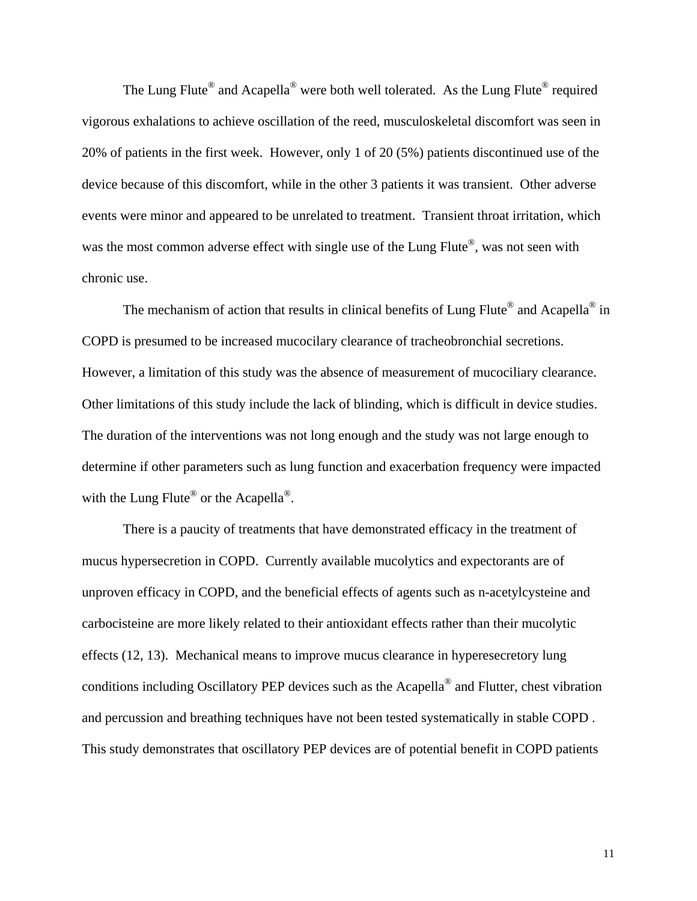The Lung Flute® and Acapella® were both well tolerated. As the Lung Flute® required vigorous exhalations to achieve oscillation of the reed, musculoskeletal discomfort was seen in 20% of patients in the first week. However, only 1 of 20 (5%) patients discontinued use of the device because of this discomfort, while in the other 3 patients it was transient. Other adverse events were minor and appeared to be unrelated to treatment. Transient throat irritation, which was the most common adverse effect with single use of the Lung Flute®, was not seen with chronic use.

The mechanism of action that results in clinical benefits of Lung Flute® and Acapella® in COPD is presumed to be increased mucocilary clearance of tracheobronchial secretions. However, a limitation of this study was the absence of measurement of mucociliary clearance. Other limitations of this study include the lack of blinding, which is difficult in device studies. The duration of the interventions was not long enough and the study was not large enough to determine if other parameters such as lung function and exacerbation frequency were impacted with the Lung Flute® or the Acapella®.

There is a paucity of treatments that have demonstrated efficacy in the treatment of mucus hypersecretion in COPD. Currently available mucolytics and expectorants are of unproven efficacy in COPD, and the beneficial effects of agents such as n-acetylcysteine and carbocisteine are more likely related to their antioxidant effects rather than their mucolytic effects (12, 13). Mechanical means to improve mucus clearance in hyperesecretory lung conditions including Oscillatory PEP devices such as the Acapella® and Flutter, chest vibration and percussion and breathing techniques have not been tested systematically in stable COPD . This study demonstrates that oscillatory PEP devices are of potential benefit in COPD patients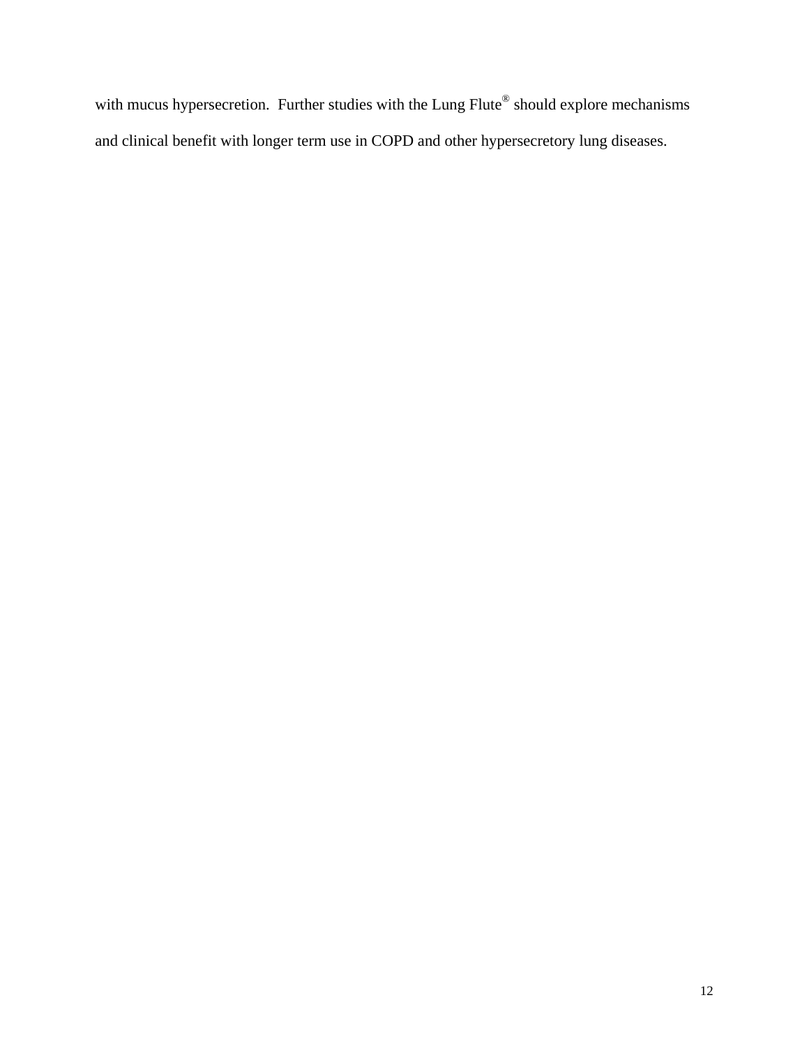with mucus hypersecretion. Further studies with the Lung Flute® should explore mechanisms and clinical benefit with longer term use in COPD and other hypersecretory lung diseases.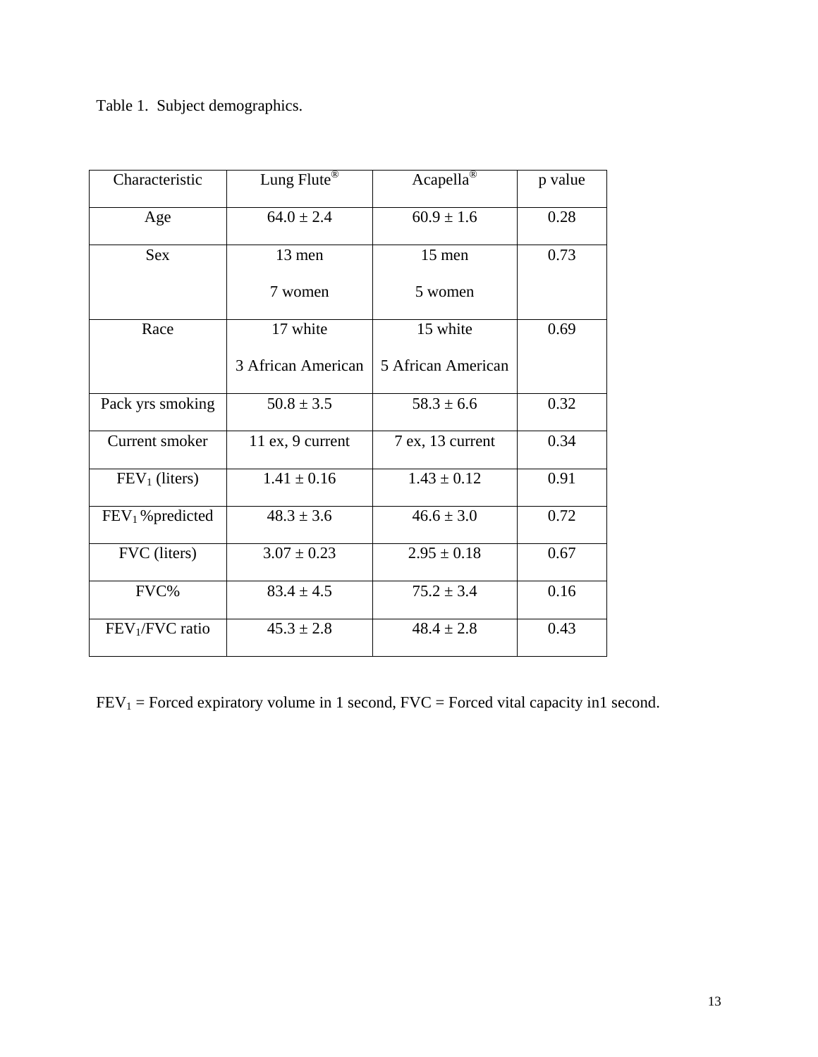Table 1. Subject demographics.

| Characteristic | Lung Flute® | Acapella® | p value |
| --- | --- | --- | --- |
| Age | $64.0 \pm 2.4$ | $60.9 \pm 1.6$ | 0.28 |
| Sex | 13 men<br>7 women | 15 men<br>5 women | 0.73 |
| Race | 17 white<br>3 African American | 15 white<br>5 African American | 0.69 |
| Pack yrs smoking | $50.8 \pm 3.5$ | $58.3 \pm 6.6$ | 0.32 |
| Current smoker | 11 ex, 9 current | 7 ex, 13 current | 0.34 |
| $FEV_1$ (liters) | $1.41 \pm 0.16$ | $1.43 \pm 0.12$ | 0.91 |
| $FEV_1$ %predicted | $48.3 \pm 3.6$ | $46.6 \pm 3.0$ | 0.72 |
| FVC (liters) | $3.07 \pm 0.23$ | $2.95 \pm 0.18$ | 0.67 |
| FVC% | $83.4 \pm 4.5$ | $75.2 \pm 3.4$ | 0.16 |
| $FEV_1$/FVC ratio | $45.3 \pm 2.8$ | $48.4 \pm 2.8$ | 0.43 |

$FEV_1$ = Forced expiratory volume in 1 second, FVC = Forced vital capacity in1 second.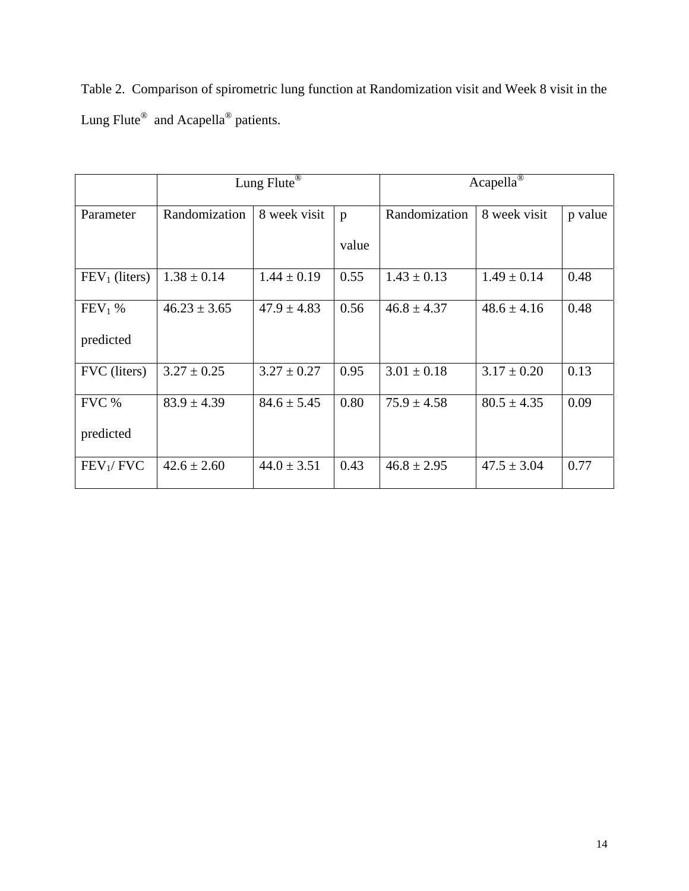Table 2. Comparison of spirometric lung function at Randomization visit and Week 8 visit in the Lung Flute® and Acapella® patients.

| | Lung Flute® | | | Acapella® | | |
|---|---|---|---|---|---|---|
| Parameter | Randomization | 8 week visit | p value | Randomization | 8 week visit | p value |
| $FEV_1$ (liters) | 1.38 ± 0.14 | 1.44 ± 0.19 | 0.55 | 1.43 ± 0.13 | 1.49 ± 0.14 | 0.48 |
| $FEV_1$ % predicted | 46.23 ± 3.65 | 47.9 ± 4.83 | 0.56 | 46.8 ± 4.37 | 48.6 ± 4.16 | 0.48 |
| FVC (liters) | 3.27 ± 0.25 | 3.27 ± 0.27 | 0.95 | 3.01 ± 0.18 | 3.17 ± 0.20 | 0.13 |
| FVC % predicted | 83.9 ± 4.39 | 84.6 ± 5.45 | 0.80 | 75.9 ± 4.58 | 80.5 ± 4.35 | 0.09 |
| $FEV_1$/ FVC | 42.6 ± 2.60 | 44.0 ± 3.51 | 0.43 | 46.8 ± 2.95 | 47.5 ± 3.04 | 0.77 |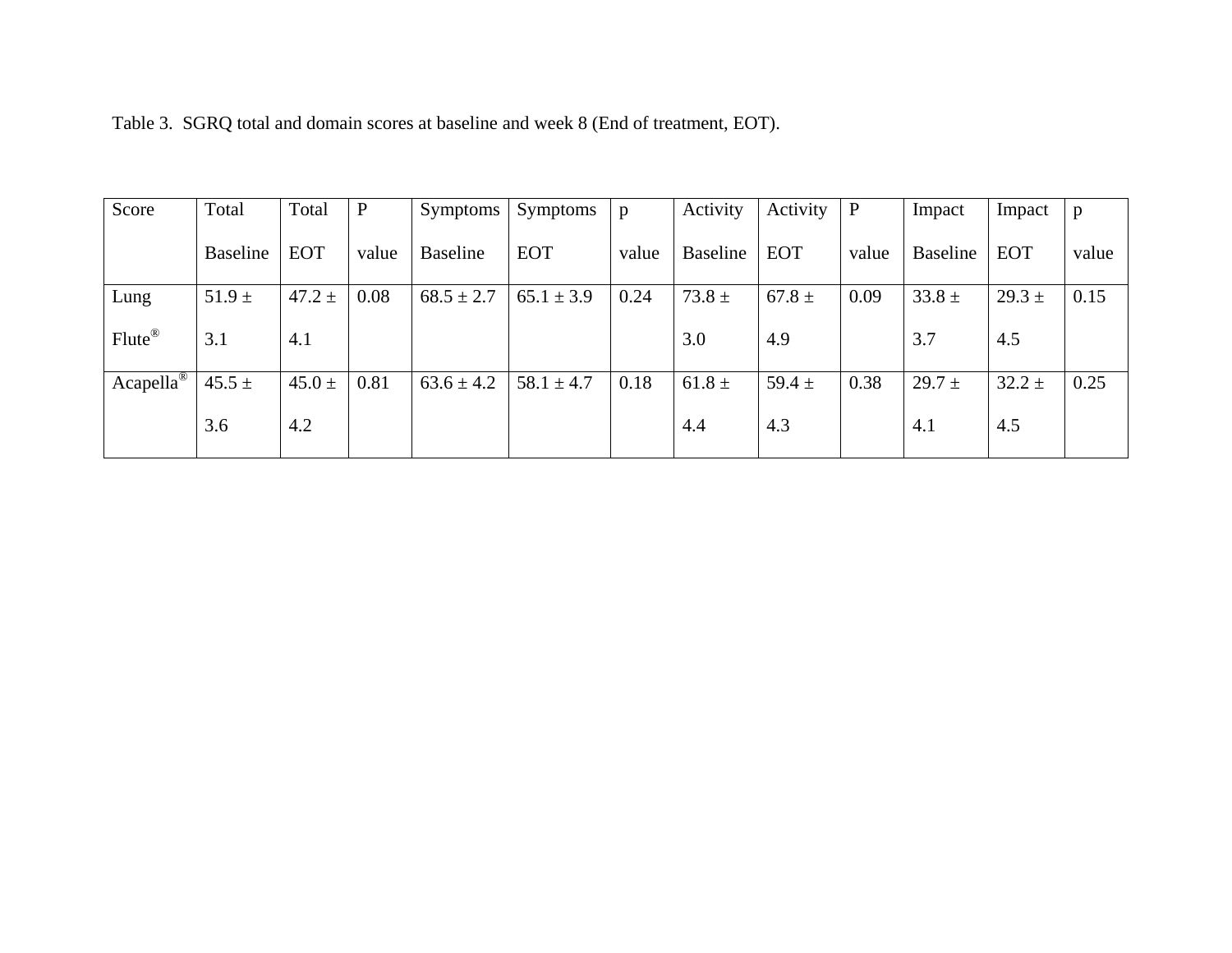Table 3. SGRQ total and domain scores at baseline and week 8 (End of treatment, EOT).

| Score | Total Baseline | Total EOT | P value | Symptoms Baseline | Symptoms EOT | p value | Activity Baseline | Activity EOT | P value | Impact Baseline | Impact EOT | p value |
|---|---|---|---|---|---|---|---|---|---|---|---|---|
| Lung Flute® | 51.9 ± 3.1 | 47.2 ± 4.1 | 0.08 | 68.5 ± 2.7 | 65.1 ± 3.9 | 0.24 | 73.8 ± 3.0 | 67.8 ± 4.9 | 0.09 | 33.8 ± 3.7 | 29.3 ± 4.5 | 0.15 |
| Acapella® | 45.5 ± 3.6 | 45.0 ± 4.2 | 0.81 | 63.6 ± 4.2 | 58.1 ± 4.7 | 0.18 | 61.8 ± 4.4 | 59.4 ± 4.3 | 0.38 | 29.7 ± 4.1 | 32.2 ± 4.5 | 0.25 |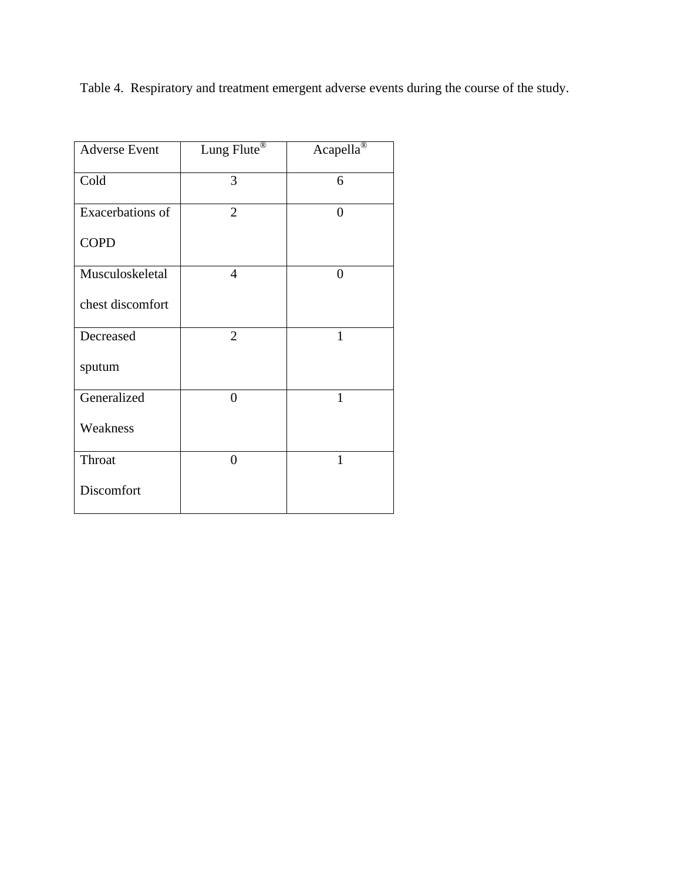Table 4. Respiratory and treatment emergent adverse events during the course of the study.

| Adverse Event | Lung Flute® | Acapella® |
|---|---|---|
| Cold | 3 | 6 |
| Exacerbations of COPD | 2 | 0 |
| Musculoskeletal chest discomfort | 4 | 0 |
| Decreased sputum | 2 | 1 |
| Generalized Weakness | 0 | 1 |
| Throat Discomfort | 0 | 1 |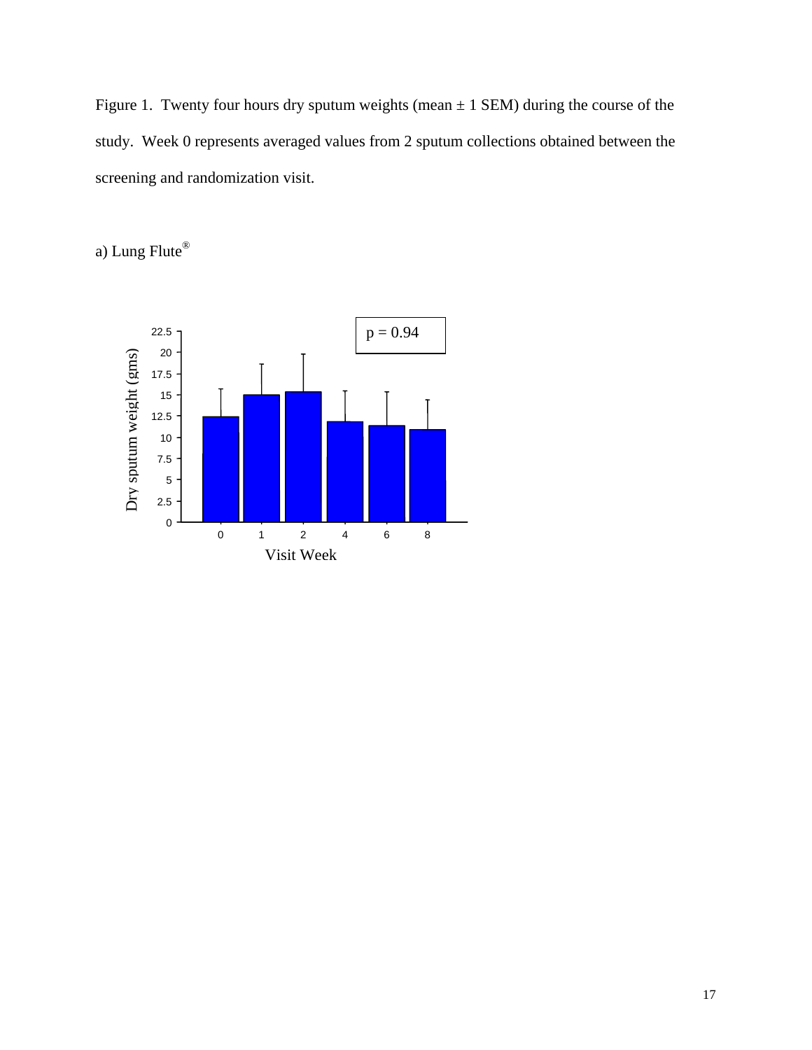Figure 1. Twenty four hours dry sputum weights (mean ± 1 SEM) during the course of the study. Week 0 represents averaged values from 2 sputum collections obtained between the screening and randomization visit.

a) Lung Flute®

p = 0.94

Dry sputum weight (gms)

Visit Week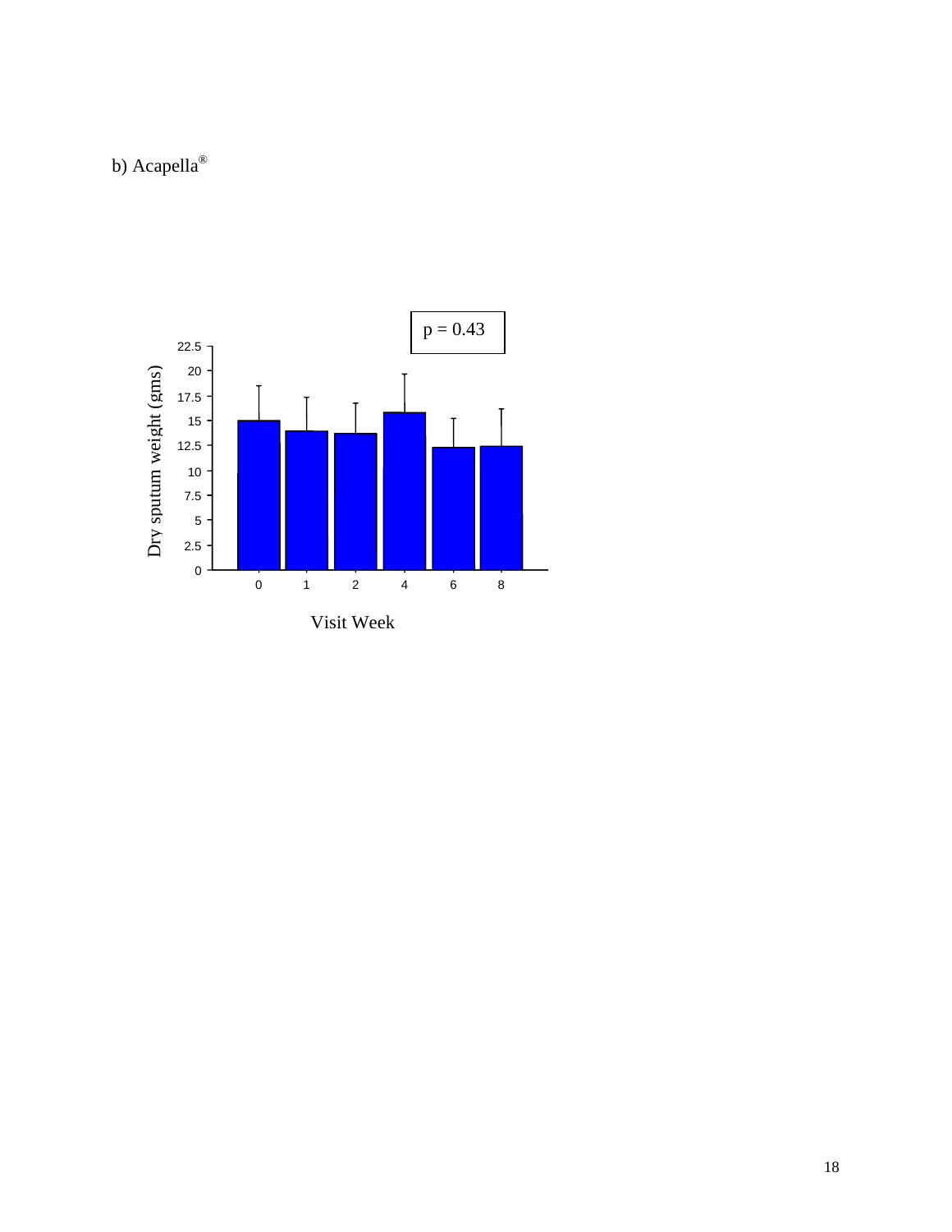b) Acapella®

p = 0.43

Dry sputum weight (gms)

Visit Week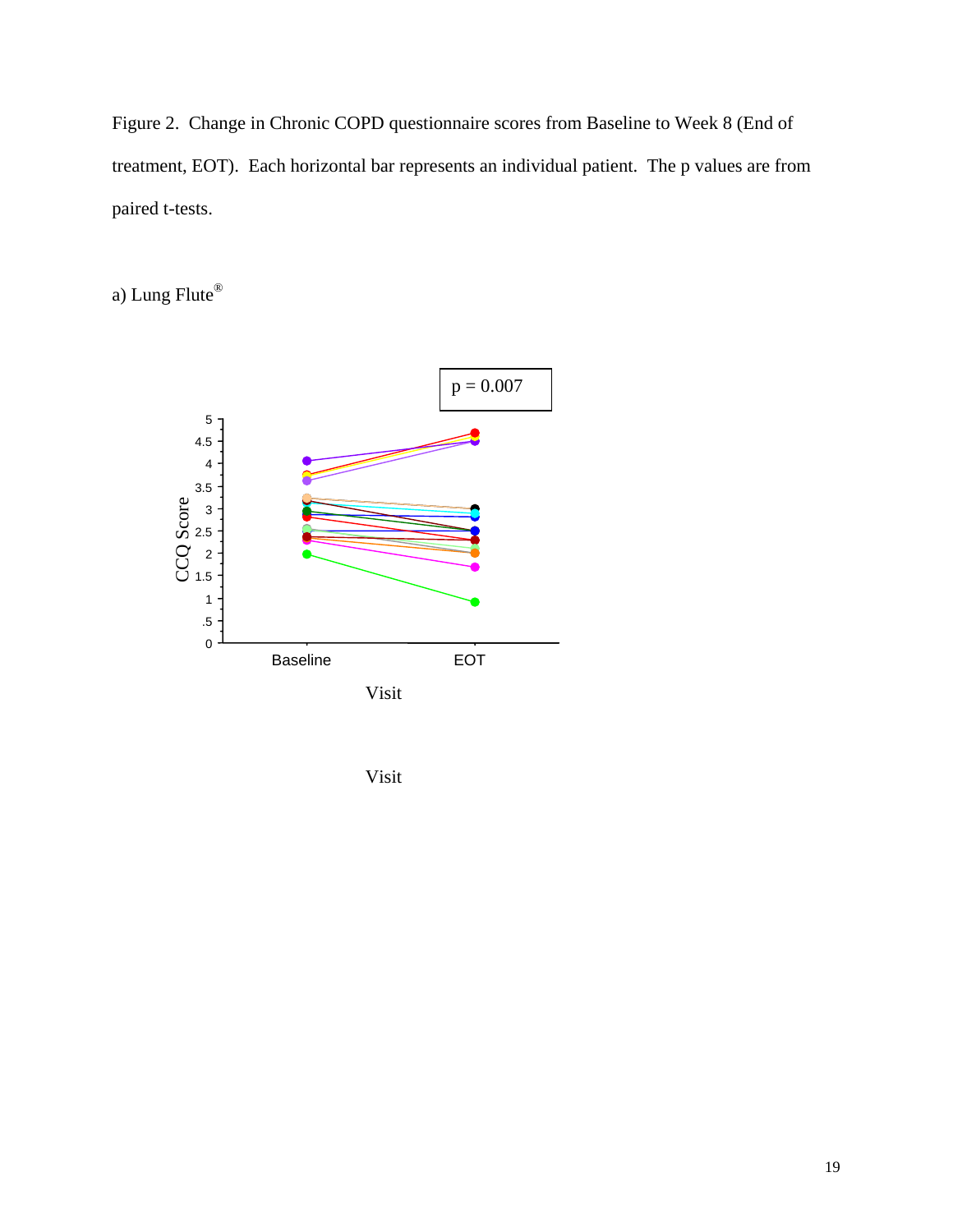Figure 2. Change in Chronic COPD questionnaire scores from Baseline to Week 8 (End of treatment, EOT). Each horizontal bar represents an individual patient. The p values are from paired t-tests.

a) Lung Flute®

p = 0.007

Visit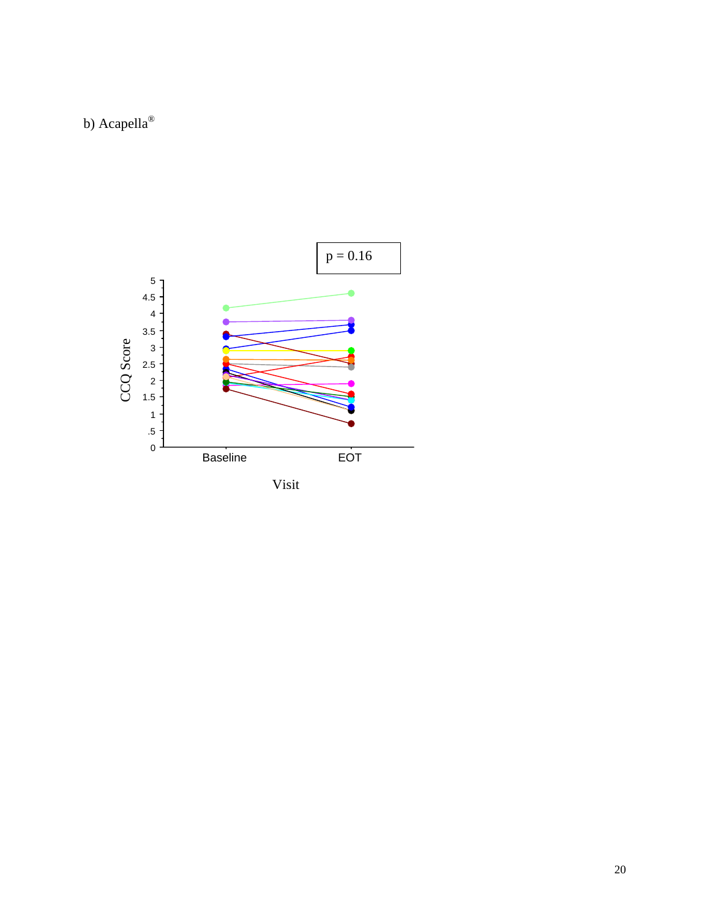b) Acapella®

p = 0.16

CCQ Score

Baseline EOT

Visit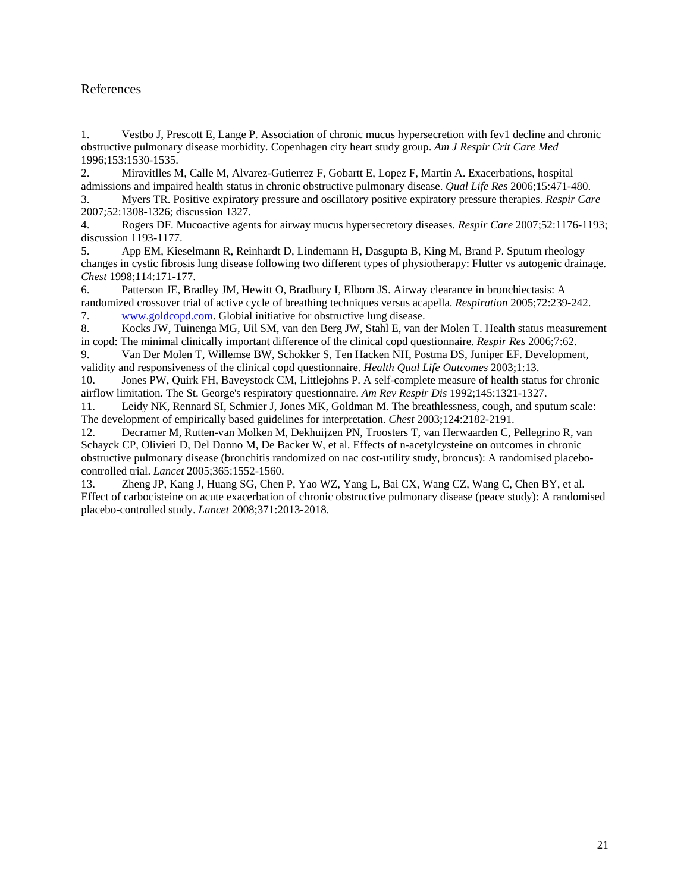## References

1. Vestbo J, Prescott E, Lange P. Association of chronic mucus hypersecretion with fev1 decline and chronic obstructive pulmonary disease morbidity. Copenhagen city heart study group. *Am J Respir Crit Care Med* 1996;153:1530-1535.
2. Miravitlles M, Calle M, Alvarez-Gutierrez F, Gobartt E, Lopez F, Martin A. Exacerbations, hospital admissions and impaired health status in chronic obstructive pulmonary disease. *Qual Life Res* 2006;15:471-480.
3. Myers TR. Positive expiratory pressure and oscillatory positive expiratory pressure therapies. *Respir Care* 2007;52:1308-1326; discussion 1327.
4. Rogers DF. Mucoactive agents for airway mucus hypersecretory diseases. *Respir Care* 2007;52:1176-1193; discussion 1193-1177.
5. App EM, Kieselmann R, Reinhardt D, Lindemann H, Dasgupta B, King M, Brand P. Sputum rheology changes in cystic fibrosis lung disease following two different types of physiotherapy: Flutter vs autogenic drainage. *Chest* 1998;114:171-177.
6. Patterson JE, Bradley JM, Hewitt O, Bradbury I, Elborn JS. Airway clearance in bronchiectasis: A randomized crossover trial of active cycle of breathing techniques versus acapella. *Respiration* 2005;72:239-242.
7. www.goldcopd.com. Globial initiative for obstructive lung disease.
8. Kocks JW, Tuinenga MG, Uil SM, van den Berg JW, Stahl E, van der Molen T. Health status measurement in copd: The minimal clinically important difference of the clinical copd questionnaire. *Respir Res* 2006;7:62.
9. Van Der Molen T, Willemse BW, Schokker S, Ten Hacken NH, Postma DS, Juniper EF. Development, validity and responsiveness of the clinical copd questionnaire. *Health Qual Life Outcomes* 2003;1:13.
10. Jones PW, Quirk FH, Baveystock CM, Littlejohns P. A self-complete measure of health status for chronic airflow limitation. The St. George's respiratory questionnaire. *Am Rev Respir Dis* 1992;145:1321-1327.
11. Leidy NK, Rennard SI, Schmier J, Jones MK, Goldman M. The breathlessness, cough, and sputum scale: The development of empirically based guidelines for interpretation. *Chest* 2003;124:2182-2191.
12. Decramer M, Rutten-van Molken M, Dekhuijzen PN, Troosters T, van Herwaarden C, Pellegrino R, van Schayck CP, Olivieri D, Del Donno M, De Backer W, et al. Effects of n-acetylcysteine on outcomes in chronic obstructive pulmonary disease (bronchitis randomized on nac cost-utility study, broncus): A randomised placebo-controlled trial. *Lancet* 2005;365:1552-1560.
13. Zheng JP, Kang J, Huang SG, Chen P, Yao WZ, Yang L, Bai CX, Wang CZ, Wang C, Chen BY, et al. Effect of carbocisteine on acute exacerbation of chronic obstructive pulmonary disease (peace study): A randomised placebo-controlled study. *Lancet* 2008;371:2013-2018.